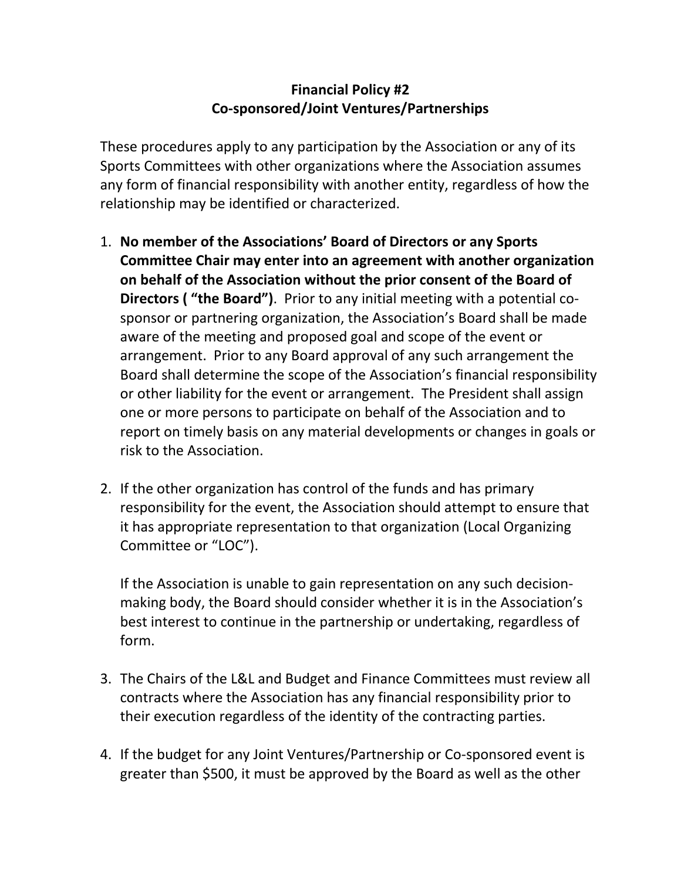**Financial Policy #2**
**Co-sponsored/Joint Ventures/Partnerships**

These procedures apply to any participation by the Association or any of its Sports Committees with other organizations where the Association assumes any form of financial responsibility with another entity, regardless of how the relationship may be identified or characterized.

1. **No member of the Associations' Board of Directors or any Sports Committee Chair may enter into an agreement with another organization on behalf of the Association without the prior consent of the Board of Directors ( "the Board")**. Prior to any initial meeting with a potential co-sponsor or partnering organization, the Association's Board shall be made aware of the meeting and proposed goal and scope of the event or arrangement. Prior to any Board approval of any such arrangement the Board shall determine the scope of the Association's financial responsibility or other liability for the event or arrangement. The President shall assign one or more persons to participate on behalf of the Association and to report on timely basis on any material developments or changes in goals or risk to the Association.

2. If the other organization has control of the funds and has primary responsibility for the event, the Association should attempt to ensure that it has appropriate representation to that organization (Local Organizing Committee or "LOC").

   If the Association is unable to gain representation on any such decision-making body, the Board should consider whether it is in the Association's best interest to continue in the partnership or undertaking, regardless of form.

3. The Chairs of the L&L and Budget and Finance Committees must review all contracts where the Association has any financial responsibility prior to their execution regardless of the identity of the contracting parties.

4. If the budget for any Joint Ventures/Partnership or Co-sponsored event is greater than $500, it must be approved by the Board as well as the other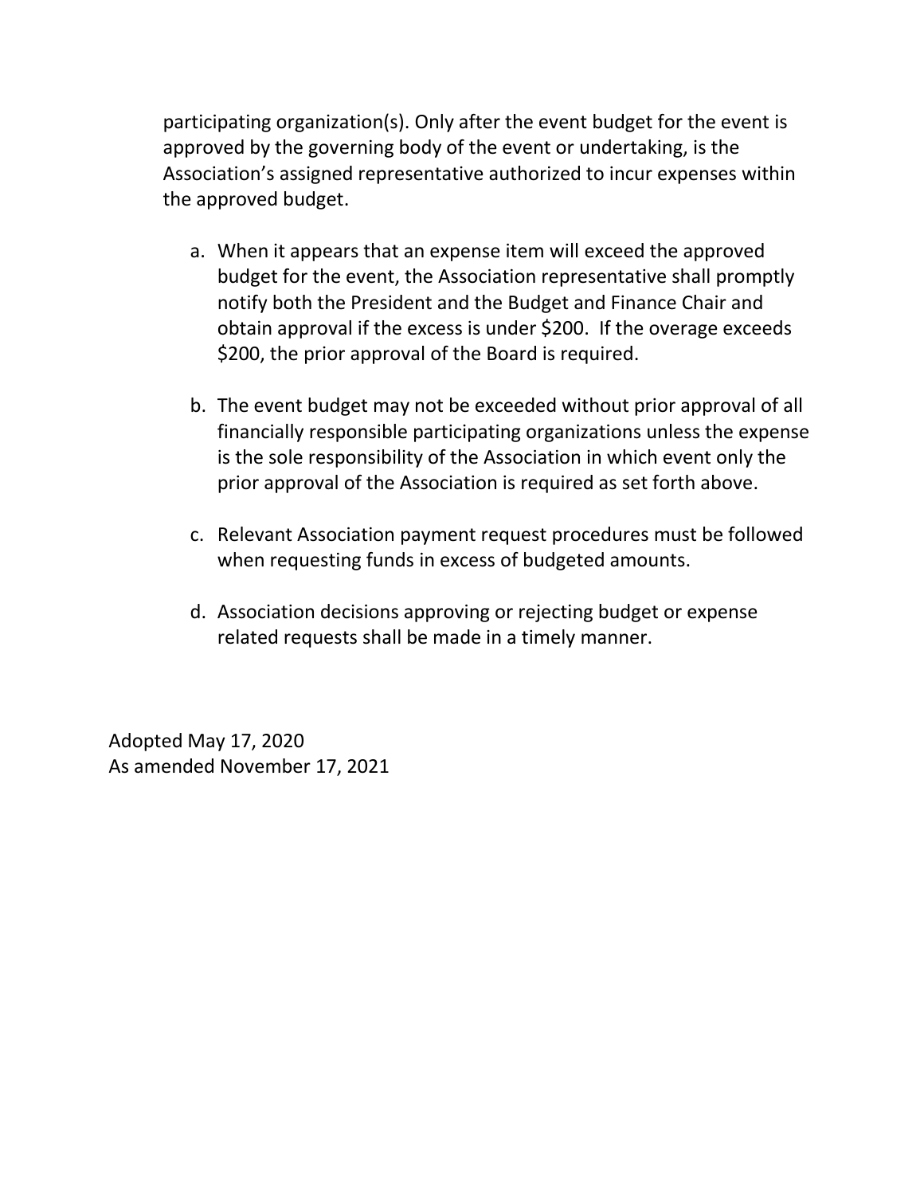participating organization(s). Only after the event budget for the event is approved by the governing body of the event or undertaking, is the Association's assigned representative authorized to incur expenses within the approved budget.

a. When it appears that an expense item will exceed the approved budget for the event, the Association representative shall promptly notify both the President and the Budget and Finance Chair and obtain approval if the excess is under $200. If the overage exceeds $200, the prior approval of the Board is required.

b. The event budget may not be exceeded without prior approval of all financially responsible participating organizations unless the expense is the sole responsibility of the Association in which event only the prior approval of the Association is required as set forth above.

c. Relevant Association payment request procedures must be followed when requesting funds in excess of budgeted amounts.

d. Association decisions approving or rejecting budget or expense related requests shall be made in a timely manner.

Adopted May 17, 2020
As amended November 17, 2021